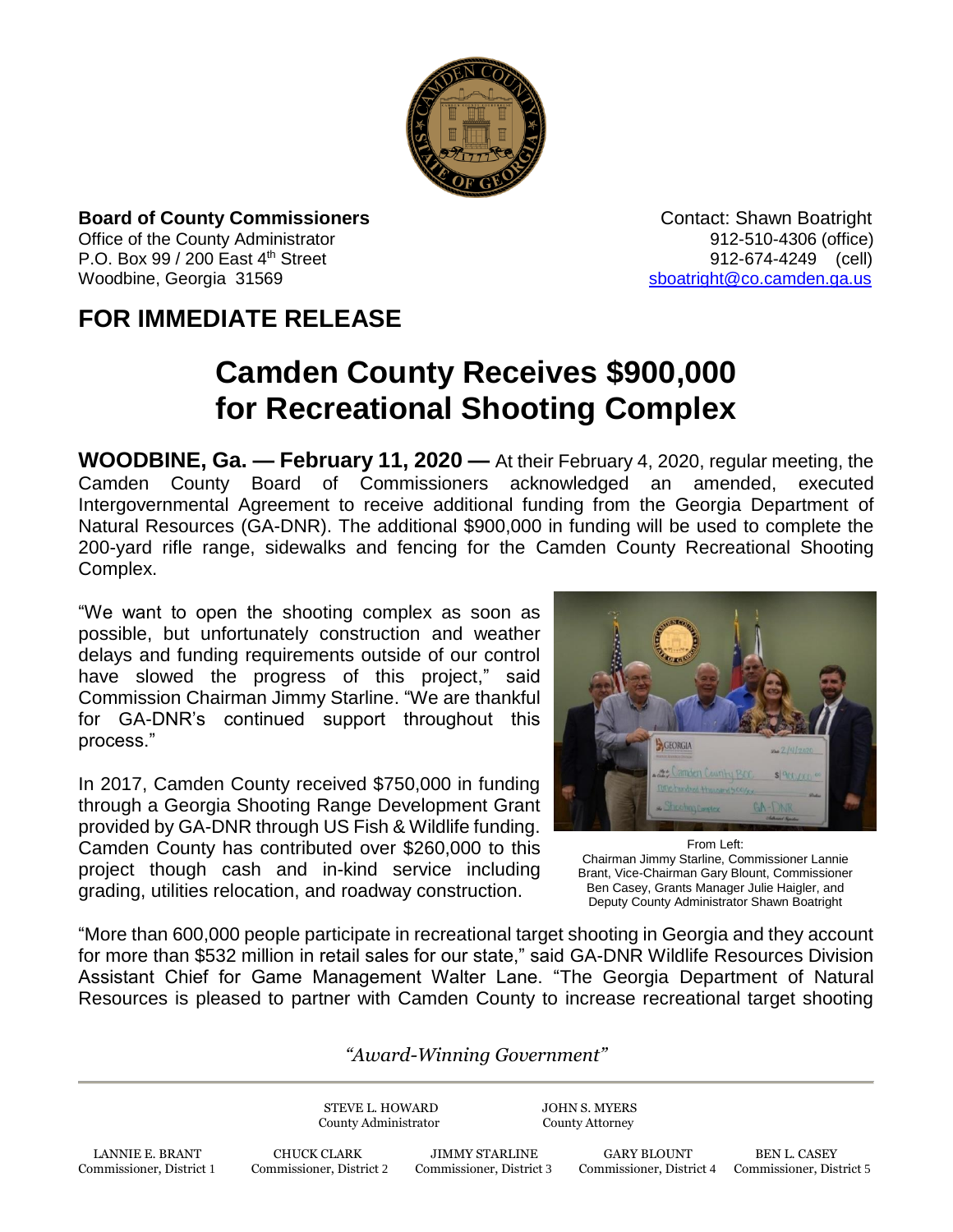**Board of County Commissioners**
Office of the County Administrator
P.O. Box 99 / 200 East 4th Street
Woodbine, Georgia 31569

Contact: Shawn Boatright
912-510-4306 (office)
912-674-4249 (cell)
sboatright@co.camden.ga.us

## FOR IMMEDIATE RELEASE

# Camden County Receives $900,000 for Recreational Shooting Complex

**WOODBINE, Ga. — February 11, 2020 —** At their February 4, 2020, regular meeting, the Camden County Board of Commissioners acknowledged an amended, executed Intergovernmental Agreement to receive additional funding from the Georgia Department of Natural Resources (GA-DNR). The additional $900,000 in funding will be used to complete the 200-yard rifle range, sidewalks and fencing for the Camden County Recreational Shooting Complex.

"We want to open the shooting complex as soon as possible, but unfortunately construction and weather delays and funding requirements outside of our control have slowed the progress of this project," said Commission Chairman Jimmy Starline. "We are thankful for GA-DNR's continued support throughout this process."

From Left:
Chairman Jimmy Starline, Commissioner Lannie Brant, Vice-Chairman Gary Blount, Commissioner Ben Casey, Grants Manager Julie Haigler, and Deputy County Administrator Shawn Boatright

In 2017, Camden County received $750,000 in funding through a Georgia Shooting Range Development Grant provided by GA-DNR through US Fish & Wildlife funding. Camden County has contributed over $260,000 to this project though cash and in-kind service including grading, utilities relocation, and roadway construction.

"More than 600,000 people participate in recreational target shooting in Georgia and they account for more than $532 million in retail sales for our state," said GA-DNR Wildlife Resources Division Assistant Chief for Game Management Walter Lane. "The Georgia Department of Natural Resources is pleased to partner with Camden County to increase recreational target shooting

*"Award-Winning Government"*

STEVE L. HOWARD, County Administrator
JOHN S. MYERS, County Attorney

LANNIE E. BRANT, Commissioner, District 1
CHUCK CLARK, Commissioner, District 2
JIMMY STARLINE, Commissioner, District 3
GARY BLOUNT, Commissioner, District 4
BEN L. CASEY, Commissioner, District 5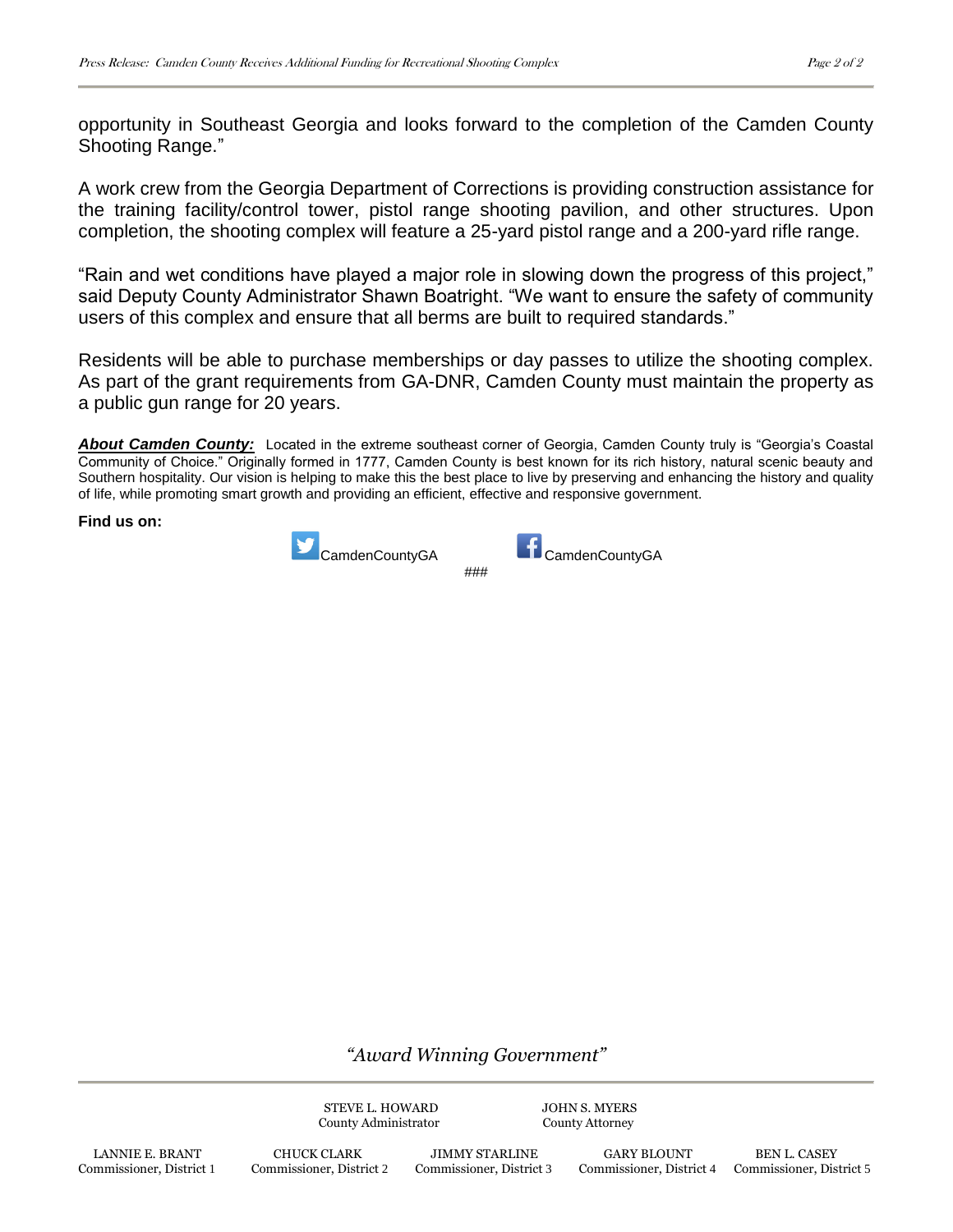opportunity in Southeast Georgia and looks forward to the completion of the Camden County Shooting Range."

A work crew from the Georgia Department of Corrections is providing construction assistance for the training facility/control tower, pistol range shooting pavilion, and other structures. Upon completion, the shooting complex will feature a 25-yard pistol range and a 200-yard rifle range.

"Rain and wet conditions have played a major role in slowing down the progress of this project," said Deputy County Administrator Shawn Boatright. "We want to ensure the safety of community users of this complex and ensure that all berms are built to required standards."

Residents will be able to purchase memberships or day passes to utilize the shooting complex. As part of the grant requirements from GA-DNR, Camden County must maintain the property as a public gun range for 20 years.

***About Camden County:*** Located in the extreme southeast corner of Georgia, Camden County truly is "Georgia's Coastal Community of Choice." Originally formed in 1777, Camden County is best known for its rich history, natural scenic beauty and Southern hospitality. Our vision is helping to make this the best place to live by preserving and enhancing the history and quality of life, while promoting smart growth and providing an efficient, effective and responsive government.

**Find us on:**

CamdenCountyGA CamdenCountyGA

###

*"Award Winning Government"*

STEVE L. HOWARD
County Administrator

JOHN S. MYERS
County Attorney

LANNIE E. BRANT
Commissioner, District 1

CHUCK CLARK
Commissioner, District 2

JIMMY STARLINE
Commissioner, District 3

GARY BLOUNT
Commissioner, District 4

BEN L. CASEY
Commissioner, District 5